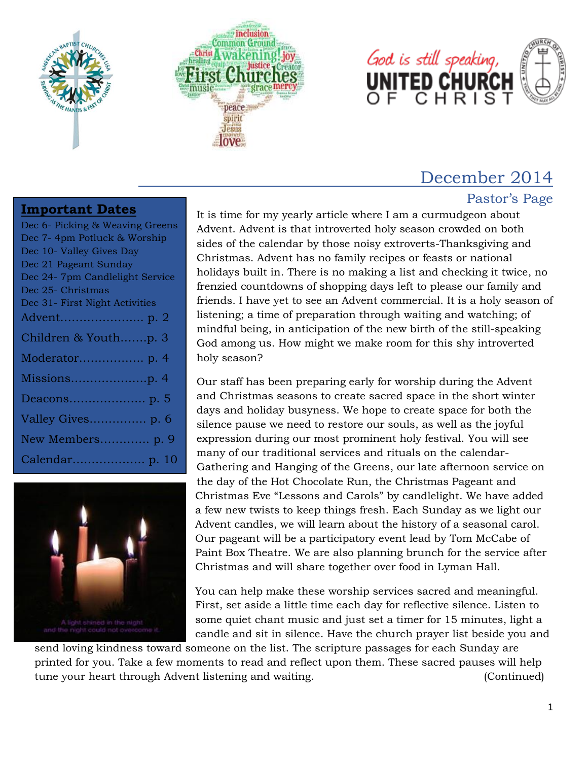December 2014

## Pastor's Page

**Important Dates**

- Dec 6- Picking & Weaving Greens
- Dec 7- 4pm Potluck & Worship
- Dec 10- Valley Gives Day
- Dec 21 Pageant Sunday
- Dec 24- 7pm Candlelight Service
- Dec 25- Christmas
- Dec 31- First Night Activities

Advent...................... p. 2
Children & Youth.......p. 3
Moderator................. p. 4
Missions....................p. 4
Deacons.................... p. 5
Valley Gives............... p. 6
New Members............. p. 9
Calendar................... p. 10

A light shined in the night and the night could not overcome it.

It is time for my yearly article where I am a curmudgeon about Advent. Advent is that introverted holy season crowded on both sides of the calendar by those noisy extroverts-Thanksgiving and Christmas. Advent has no family recipes or feasts or national holidays built in. There is no making a list and checking it twice, no frenzied countdowns of shopping days left to please our family and friends. I have yet to see an Advent commercial. It is a holy season of listening; a time of preparation through waiting and watching; of mindful being, in anticipation of the new birth of the still-speaking God among us. How might we make room for this shy introverted holy season?

Our staff has been preparing early for worship during the Advent and Christmas seasons to create sacred space in the short winter days and holiday busyness. We hope to create space for both the silence pause we need to restore our souls, as well as the joyful expression during our most prominent holy festival. You will see many of our traditional services and rituals on the calendar-Gathering and Hanging of the Greens, our late afternoon service on the day of the Hot Chocolate Run, the Christmas Pageant and Christmas Eve "Lessons and Carols" by candlelight. We have added a few new twists to keep things fresh. Each Sunday as we light our Advent candles, we will learn about the history of a seasonal carol. Our pageant will be a participatory event lead by Tom McCabe of Paint Box Theatre. We are also planning brunch for the service after Christmas and will share together over food in Lyman Hall.

You can help make these worship services sacred and meaningful. First, set aside a little time each day for reflective silence. Listen to some quiet chant music and just set a timer for 15 minutes, light a candle and sit in silence. Have the church prayer list beside you and send loving kindness toward someone on the list. The scripture passages for each Sunday are printed for you. Take a few moments to read and reflect upon them. These sacred pauses will help tune your heart through Advent listening and waiting. (Continued)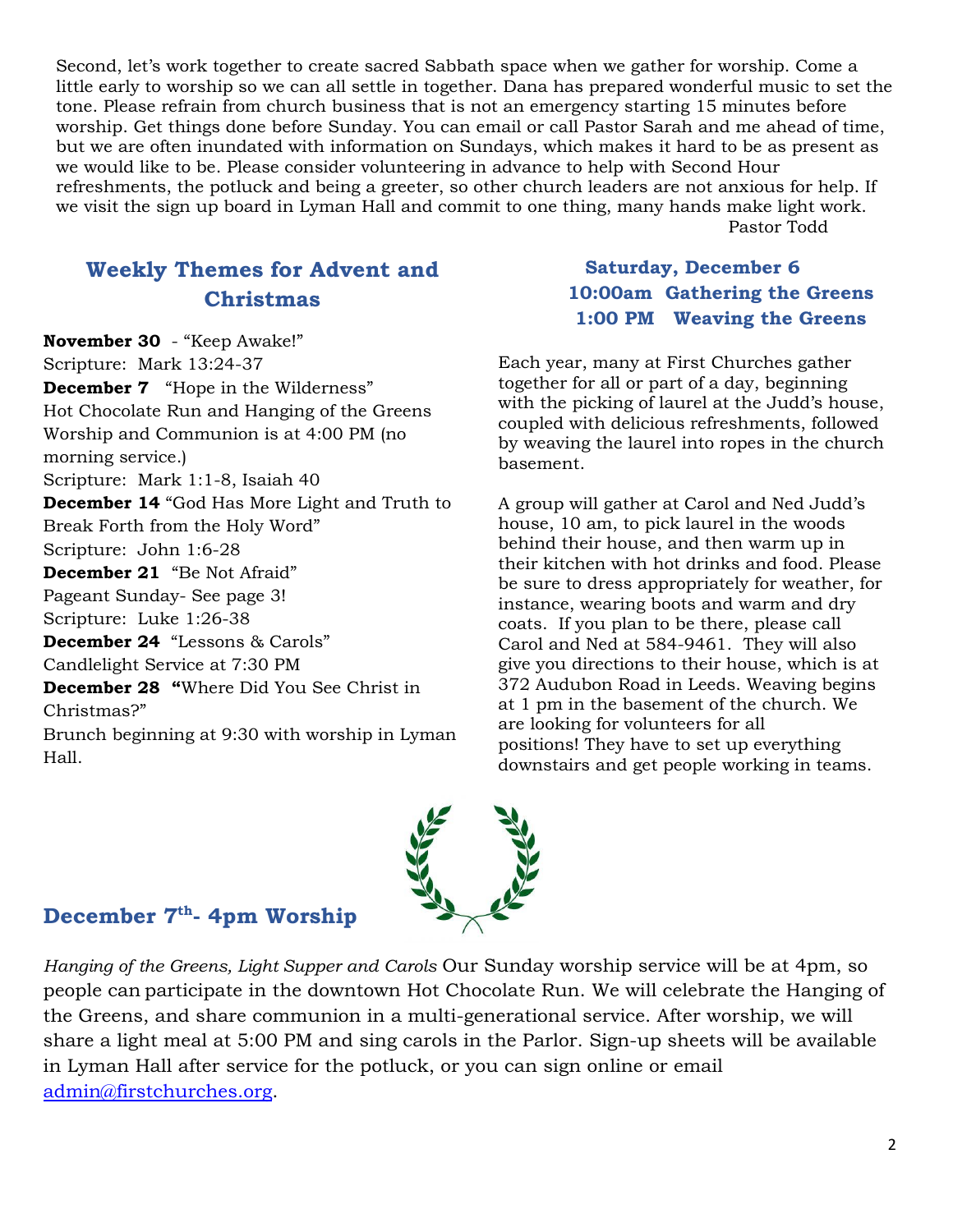Second, let's work together to create sacred Sabbath space when we gather for worship. Come a little early to worship so we can all settle in together. Dana has prepared wonderful music to set the tone. Please refrain from church business that is not an emergency starting 15 minutes before worship. Get things done before Sunday. You can email or call Pastor Sarah and me ahead of time, but we are often inundated with information on Sundays, which makes it hard to be as present as we would like to be. Please consider volunteering in advance to help with Second Hour refreshments, the potluck and being a greeter, so other church leaders are not anxious for help. If we visit the sign up board in Lyman Hall and commit to one thing, many hands make light work.

Pastor Todd

## Weekly Themes for Advent and Christmas

**November 30** - "Keep Awake!"
Scripture: Mark 13:24-37

**December 7** "Hope in the Wilderness"
Hot Chocolate Run and Hanging of the Greens Worship and Communion is at 4:00 PM (no morning service.)
Scripture: Mark 1:1-8, Isaiah 40

**December 14** "God Has More Light and Truth to Break Forth from the Holy Word"
Scripture: John 1:6-28

**December 21** "Be Not Afraid"
Pageant Sunday- See page 3!
Scripture: Luke 1:26-38

**December 24** "Lessons & Carols"
Candlelight Service at 7:30 PM

**December 28** **"**Where Did You See Christ in Christmas?"
Brunch beginning at 9:30 with worship in Lyman Hall.

## Saturday, December 6
### 10:00am Gathering the Greens
### 1:00 PM Weaving the Greens

Each year, many at First Churches gather together for all or part of a day, beginning with the picking of laurel at the Judd's house, coupled with delicious refreshments, followed by weaving the laurel into ropes in the church basement.

A group will gather at Carol and Ned Judd's house, 10 am, to pick laurel in the woods behind their house, and then warm up in their kitchen with hot drinks and food. Please be sure to dress appropriately for weather, for instance, wearing boots and warm and dry coats. If you plan to be there, please call Carol and Ned at 584-9461. They will also give you directions to their house, which is at 372 Audubon Road in Leeds. Weaving begins at 1 pm in the basement of the church. We are looking for volunteers for all positions! They have to set up everything downstairs and get people working in teams.

## December 7th- 4pm Worship

*Hanging of the Greens, Light Supper and Carols* Our Sunday worship service will be at 4pm, so people can participate in the downtown Hot Chocolate Run. We will celebrate the Hanging of the Greens, and share communion in a multi-generational service. After worship, we will share a light meal at 5:00 PM and sing carols in the Parlor. Sign-up sheets will be available in Lyman Hall after service for the potluck, or you can sign online or email admin@firstchurches.org.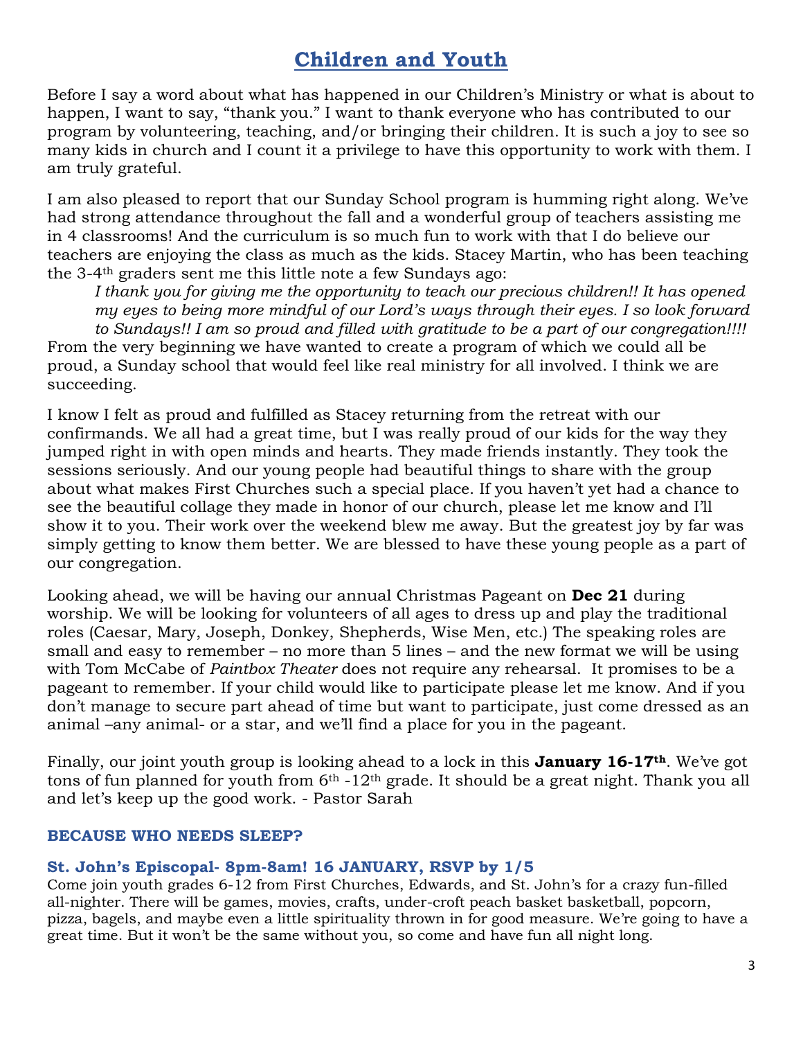# Children and Youth

Before I say a word about what has happened in our Children's Ministry or what is about to happen, I want to say, "thank you." I want to thank everyone who has contributed to our program by volunteering, teaching, and/or bringing their children. It is such a joy to see so many kids in church and I count it a privilege to have this opportunity to work with them. I am truly grateful.

I am also pleased to report that our Sunday School program is humming right along. We've had strong attendance throughout the fall and a wonderful group of teachers assisting me in 4 classrooms! And the curriculum is so much fun to work with that I do believe our teachers are enjoying the class as much as the kids. Stacey Martin, who has been teaching the 3-4th graders sent me this little note a few Sundays ago:

> *I thank you for giving me the opportunity to teach our precious children!! It has opened my eyes to being more mindful of our Lord's ways through their eyes. I so look forward to Sundays!! I am so proud and filled with gratitude to be a part of our congregation!!!!*

From the very beginning we have wanted to create a program of which we could all be proud, a Sunday school that would feel like real ministry for all involved. I think we are succeeding.

I know I felt as proud and fulfilled as Stacey returning from the retreat with our confirmands. We all had a great time, but I was really proud of our kids for the way they jumped right in with open minds and hearts. They made friends instantly. They took the sessions seriously. And our young people had beautiful things to share with the group about what makes First Churches such a special place. If you haven't yet had a chance to see the beautiful collage they made in honor of our church, please let me know and I'll show it to you. Their work over the weekend blew me away. But the greatest joy by far was simply getting to know them better. We are blessed to have these young people as a part of our congregation.

Looking ahead, we will be having our annual Christmas Pageant on **Dec 21** during worship. We will be looking for volunteers of all ages to dress up and play the traditional roles (Caesar, Mary, Joseph, Donkey, Shepherds, Wise Men, etc.) The speaking roles are small and easy to remember – no more than 5 lines – and the new format we will be using with Tom McCabe of *Paintbox Theater* does not require any rehearsal. It promises to be a pageant to remember. If your child would like to participate please let me know. And if you don't manage to secure part ahead of time but want to participate, just come dressed as an animal –any animal- or a star, and we'll find a place for you in the pageant.

Finally, our joint youth group is looking ahead to a lock in this **January 16-17th**. We've got tons of fun planned for youth from 6th -12th grade. It should be a great night. Thank you all and let's keep up the good work. - Pastor Sarah

### BECAUSE WHO NEEDS SLEEP?

### St. John's Episcopal- 8pm-8am! 16 JANUARY, RSVP by 1/5

Come join youth grades 6-12 from First Churches, Edwards, and St. John's for a crazy fun-filled all-nighter. There will be games, movies, crafts, under-croft peach basket basketball, popcorn, pizza, bagels, and maybe even a little spirituality thrown in for good measure. We're going to have a great time. But it won't be the same without you, so come and have fun all night long.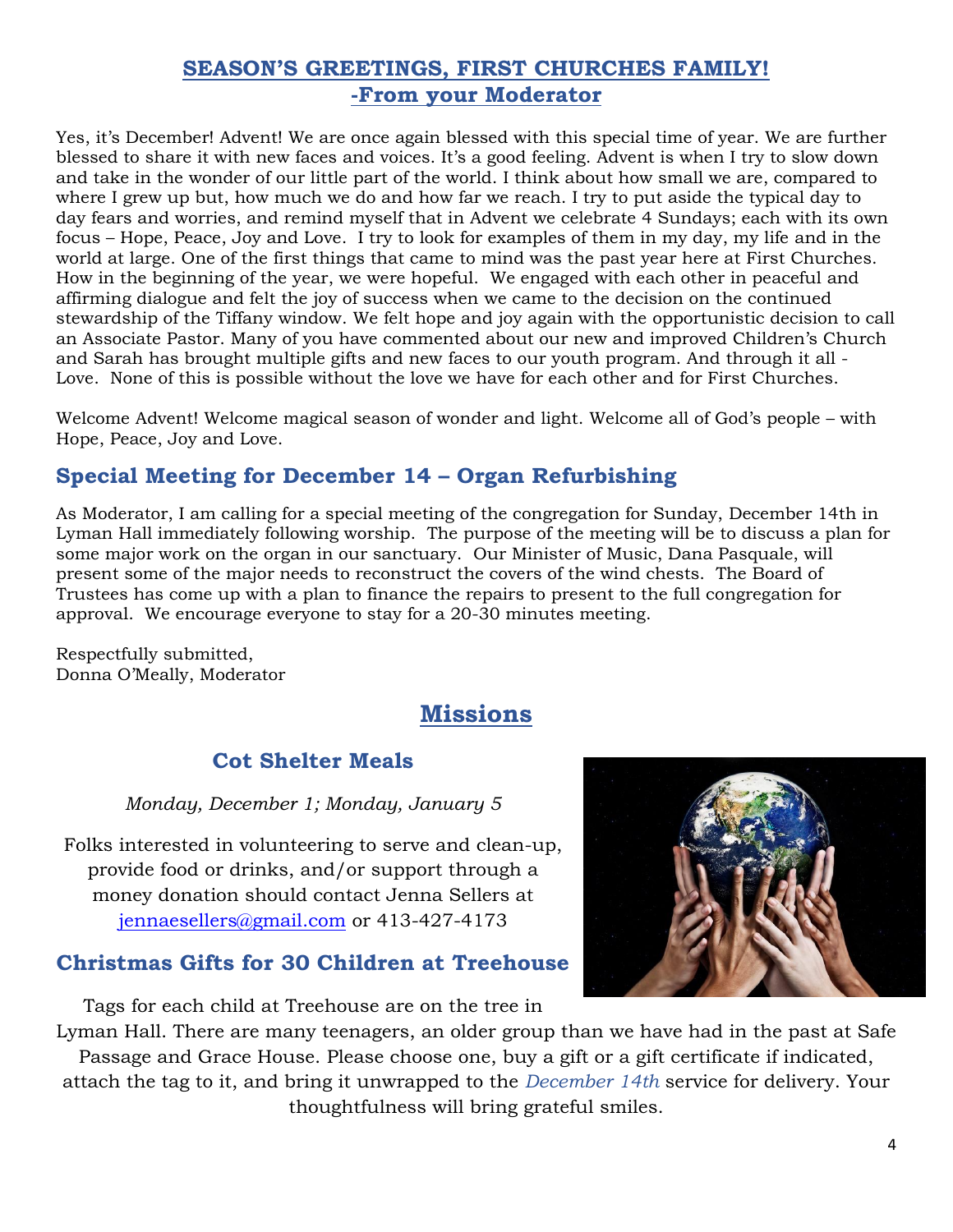## SEASON'S GREETINGS, FIRST CHURCHES FAMILY!
## -From your Moderator

Yes, it's December! Advent! We are once again blessed with this special time of year. We are further blessed to share it with new faces and voices. It's a good feeling. Advent is when I try to slow down and take in the wonder of our little part of the world. I think about how small we are, compared to where I grew up but, how much we do and how far we reach. I try to put aside the typical day to day fears and worries, and remind myself that in Advent we celebrate 4 Sundays; each with its own focus – Hope, Peace, Joy and Love. I try to look for examples of them in my day, my life and in the world at large. One of the first things that came to mind was the past year here at First Churches. How in the beginning of the year, we were hopeful. We engaged with each other in peaceful and affirming dialogue and felt the joy of success when we came to the decision on the continued stewardship of the Tiffany window. We felt hope and joy again with the opportunistic decision to call an Associate Pastor. Many of you have commented about our new and improved Children's Church and Sarah has brought multiple gifts and new faces to our youth program. And through it all - Love. None of this is possible without the love we have for each other and for First Churches.

Welcome Advent! Welcome magical season of wonder and light. Welcome all of God's people – with Hope, Peace, Joy and Love.

### Special Meeting for December 14 – Organ Refurbishing

As Moderator, I am calling for a special meeting of the congregation for Sunday, December 14th in Lyman Hall immediately following worship. The purpose of the meeting will be to discuss a plan for some major work on the organ in our sanctuary. Our Minister of Music, Dana Pasquale, will present some of the major needs to reconstruct the covers of the wind chests. The Board of Trustees has come up with a plan to finance the repairs to present to the full congregation for approval. We encourage everyone to stay for a 20-30 minutes meeting.

Respectfully submitted,
Donna O'Meally, Moderator

## Missions

### Cot Shelter Meals

*Monday, December 1; Monday, January 5*

Folks interested in volunteering to serve and clean-up, provide food or drinks, and/or support through a money donation should contact Jenna Sellers at jennaesellers@gmail.com or 413-427-4173

### Christmas Gifts for 30 Children at Treehouse

Tags for each child at Treehouse are on the tree in Lyman Hall. There are many teenagers, an older group than we have had in the past at Safe Passage and Grace House. Please choose one, buy a gift or a gift certificate if indicated, attach the tag to it, and bring it unwrapped to the *December 14th* service for delivery. Your thoughtfulness will bring grateful smiles.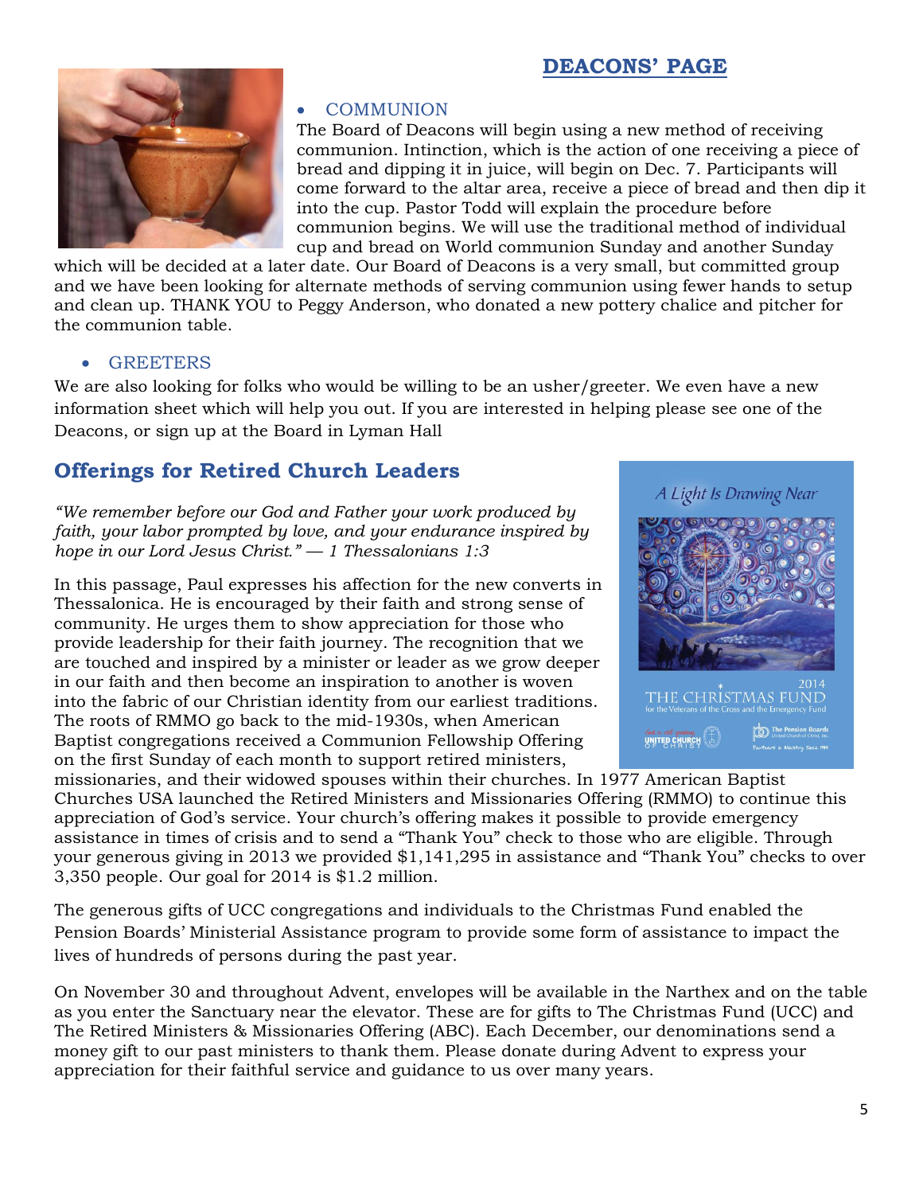## DEACONS' PAGE

- COMMUNION

The Board of Deacons will begin using a new method of receiving communion. Intinction, which is the action of one receiving a piece of bread and dipping it in juice, will begin on Dec. 7. Participants will come forward to the altar area, receive a piece of bread and then dip it into the cup. Pastor Todd will explain the procedure before communion begins. We will use the traditional method of individual cup and bread on World communion Sunday and another Sunday which will be decided at a later date. Our Board of Deacons is a very small, but committed group and we have been looking for alternate methods of serving communion using fewer hands to setup and clean up. THANK YOU to Peggy Anderson, who donated a new pottery chalice and pitcher for the communion table.

- GREETERS

We are also looking for folks who would be willing to be an usher/greeter. We even have a new information sheet which will help you out. If you are interested in helping please see one of the Deacons, or sign up at the Board in Lyman Hall

## Offerings for Retired Church Leaders

*"We remember before our God and Father your work produced by faith, your labor prompted by love, and your endurance inspired by hope in our Lord Jesus Christ." — 1 Thessalonians 1:3*

In this passage, Paul expresses his affection for the new converts in Thessalonica. He is encouraged by their faith and strong sense of community. He urges them to show appreciation for those who provide leadership for their faith journey. The recognition that we are touched and inspired by a minister or leader as we grow deeper in our faith and then become an inspiration to another is woven into the fabric of our Christian identity from our earliest traditions. The roots of RMMO go back to the mid-1930s, when American Baptist congregations received a Communion Fellowship Offering on the first Sunday of each month to support retired ministers, missionaries, and their widowed spouses within their churches. In 1977 American Baptist Churches USA launched the Retired Ministers and Missionaries Offering (RMMO) to continue this appreciation of God's service. Your church's offering makes it possible to provide emergency assistance in times of crisis and to send a "Thank You" check to those who are eligible. Through your generous giving in 2013 we provided $1,141,295 in assistance and "Thank You" checks to over 3,350 people. Our goal for 2014 is $1.2 million.

The generous gifts of UCC congregations and individuals to the Christmas Fund enabled the Pension Boards' Ministerial Assistance program to provide some form of assistance to impact the lives of hundreds of persons during the past year.

On November 30 and throughout Advent, envelopes will be available in the Narthex and on the table as you enter the Sanctuary near the elevator. These are for gifts to The Christmas Fund (UCC) and The Retired Ministers & Missionaries Offering (ABC). Each December, our denominations send a money gift to our past ministers to thank them. Please donate during Advent to express your appreciation for their faithful service and guidance to us over many years.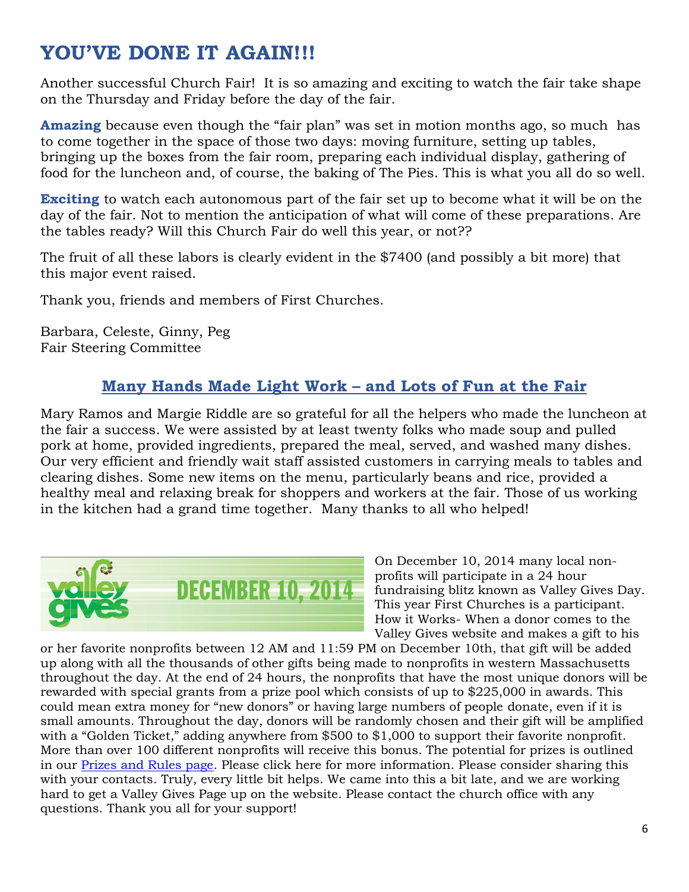# YOU'VE DONE IT AGAIN!!!

Another successful Church Fair! It is so amazing and exciting to watch the fair take shape on the Thursday and Friday before the day of the fair.

**Amazing** because even though the "fair plan" was set in motion months ago, so much has to come together in the space of those two days: moving furniture, setting up tables, bringing up the boxes from the fair room, preparing each individual display, gathering of food for the luncheon and, of course, the baking of The Pies. This is what you all do so well.

**Exciting** to watch each autonomous part of the fair set up to become what it will be on the day of the fair. Not to mention the anticipation of what will come of these preparations. Are the tables ready? Will this Church Fair do well this year, or not??

The fruit of all these labors is clearly evident in the $7400 (and possibly a bit more) that this major event raised.

Thank you, friends and members of First Churches.

Barbara, Celeste, Ginny, Peg
Fair Steering Committee

## Many Hands Made Light Work – and Lots of Fun at the Fair

Mary Ramos and Margie Riddle are so grateful for all the helpers who made the luncheon at the fair a success. We were assisted by at least twenty folks who made soup and pulled pork at home, provided ingredients, prepared the meal, served, and washed many dishes. Our very efficient and friendly wait staff assisted customers in carrying meals to tables and clearing dishes. Some new items on the menu, particularly beans and rice, provided a healthy meal and relaxing break for shoppers and workers at the fair. Those of us working in the kitchen had a grand time together. Many thanks to all who helped!

valley gives DECEMBER 10, 2014

On December 10, 2014 many local non-profits will participate in a 24 hour fundraising blitz known as Valley Gives Day. This year First Churches is a participant. How it Works- When a donor comes to the Valley Gives website and makes a gift to his or her favorite nonprofits between 12 AM and 11:59 PM on December 10th, that gift will be added up along with all the thousands of other gifts being made to nonprofits in western Massachusetts throughout the day. At the end of 24 hours, the nonprofits that have the most unique donors will be rewarded with special grants from a prize pool which consists of up to $225,000 in awards. This could mean extra money for "new donors" or having large numbers of people donate, even if it is small amounts. Throughout the day, donors will be randomly chosen and their gift will be amplified with a "Golden Ticket," adding anywhere from $500 to $1,000 to support their favorite nonprofit. More than over 100 different nonprofits will receive this bonus. The potential for prizes is outlined in our [Prizes and Rules page](). Please click here for more information. Please consider sharing this with your contacts. Truly, every little bit helps. We came into this a bit late, and we are working hard to get a Valley Gives Page up on the website. Please contact the church office with any questions. Thank you all for your support!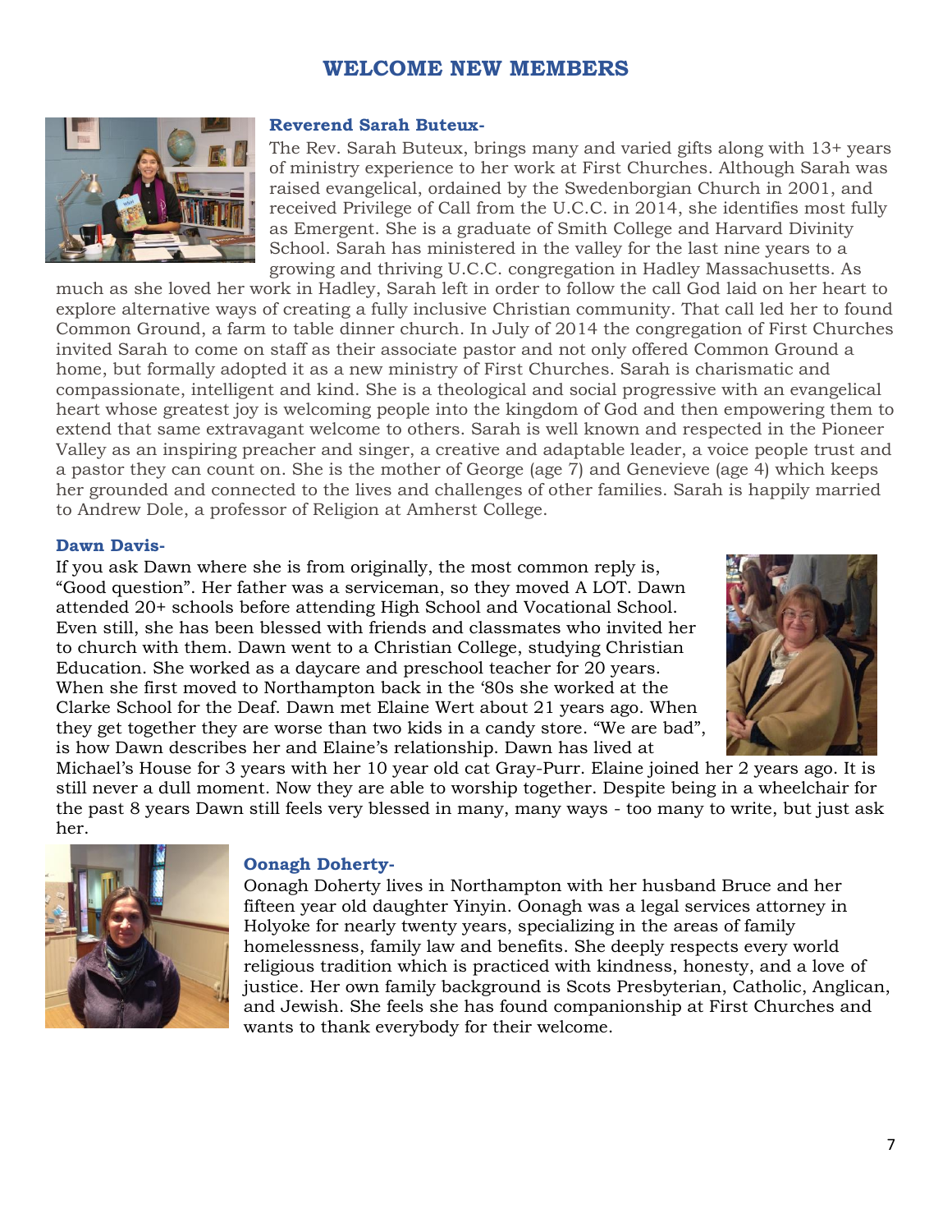# WELCOME NEW MEMBERS

**Reverend Sarah Buteux-**

The Rev. Sarah Buteux, brings many and varied gifts along with 13+ years of ministry experience to her work at First Churches. Although Sarah was raised evangelical, ordained by the Swedenborgian Church in 2001, and received Privilege of Call from the U.C.C. in 2014, she identifies most fully as Emergent. She is a graduate of Smith College and Harvard Divinity School. Sarah has ministered in the valley for the last nine years to a growing and thriving U.C.C. congregation in Hadley Massachusetts. As much as she loved her work in Hadley, Sarah left in order to follow the call God laid on her heart to explore alternative ways of creating a fully inclusive Christian community. That call led her to found Common Ground, a farm to table dinner church. In July of 2014 the congregation of First Churches invited Sarah to come on staff as their associate pastor and not only offered Common Ground a home, but formally adopted it as a new ministry of First Churches. Sarah is charismatic and compassionate, intelligent and kind. She is a theological and social progressive with an evangelical heart whose greatest joy is welcoming people into the kingdom of God and then empowering them to extend that same extravagant welcome to others. Sarah is well known and respected in the Pioneer Valley as an inspiring preacher and singer, a creative and adaptable leader, a voice people trust and a pastor they can count on. She is the mother of George (age 7) and Genevieve (age 4) which keeps her grounded and connected to the lives and challenges of other families. Sarah is happily married to Andrew Dole, a professor of Religion at Amherst College.

**Dawn Davis-**

If you ask Dawn where she is from originally, the most common reply is, "Good question". Her father was a serviceman, so they moved A LOT. Dawn attended 20+ schools before attending High School and Vocational School. Even still, she has been blessed with friends and classmates who invited her to church with them. Dawn went to a Christian College, studying Christian Education. She worked as a daycare and preschool teacher for 20 years. When she first moved to Northampton back in the '80s she worked at the Clarke School for the Deaf. Dawn met Elaine Wert about 21 years ago. When they get together they are worse than two kids in a candy store. "We are bad", is how Dawn describes her and Elaine's relationship. Dawn has lived at Michael's House for 3 years with her 10 year old cat Gray-Purr. Elaine joined her 2 years ago. It is still never a dull moment. Now they are able to worship together. Despite being in a wheelchair for the past 8 years Dawn still feels very blessed in many, many ways - too many to write, but just ask her.

**Oonagh Doherty-**

Oonagh Doherty lives in Northampton with her husband Bruce and her fifteen year old daughter Yinyin. Oonagh was a legal services attorney in Holyoke for nearly twenty years, specializing in the areas of family homelessness, family law and benefits. She deeply respects every world religious tradition which is practiced with kindness, honesty, and a love of justice. Her own family background is Scots Presbyterian, Catholic, Anglican, and Jewish. She feels she has found companionship at First Churches and wants to thank everybody for their welcome.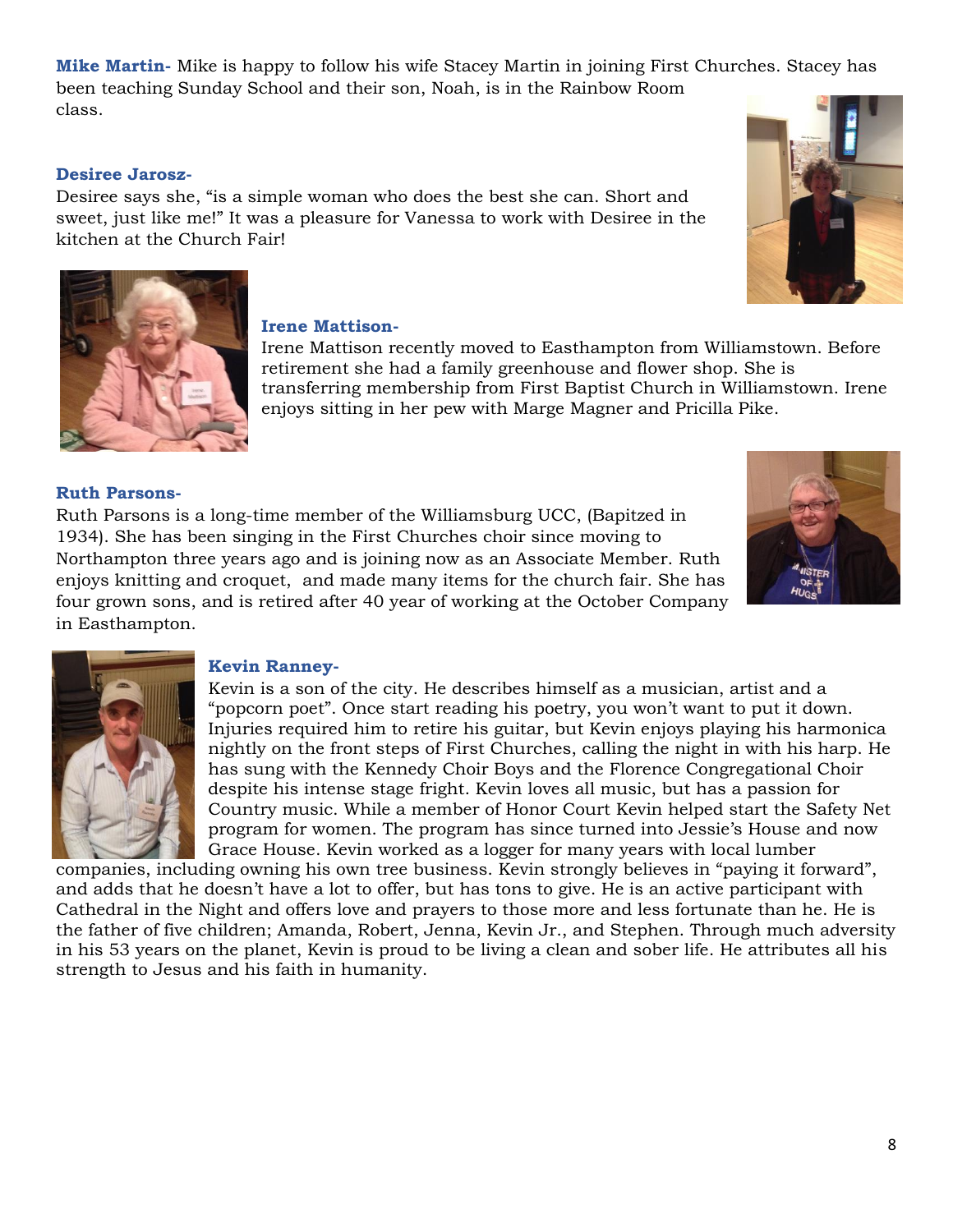**Mike Martin-** Mike is happy to follow his wife Stacey Martin in joining First Churches. Stacey has been teaching Sunday School and their son, Noah, is in the Rainbow Room class.

**Desiree Jarosz-**

Desiree says she, "is a simple woman who does the best she can. Short and sweet, just like me!" It was a pleasure for Vanessa to work with Desiree in the kitchen at the Church Fair!

**Irene Mattison-**

Irene Mattison recently moved to Easthampton from Williamstown. Before retirement she had a family greenhouse and flower shop. She is transferring membership from First Baptist Church in Williamstown. Irene enjoys sitting in her pew with Marge Magner and Pricilla Pike.

**Ruth Parsons-**

Ruth Parsons is a long-time member of the Williamsburg UCC, (Bapitzed in 1934). She has been singing in the First Churches choir since moving to Northampton three years ago and is joining now as an Associate Member. Ruth enjoys knitting and croquet, and made many items for the church fair. She has four grown sons, and is retired after 40 year of working at the October Company in Easthampton.

**Kevin Ranney-**

Kevin is a son of the city. He describes himself as a musician, artist and a "popcorn poet". Once start reading his poetry, you won't want to put it down. Injuries required him to retire his guitar, but Kevin enjoys playing his harmonica nightly on the front steps of First Churches, calling the night in with his harp. He has sung with the Kennedy Choir Boys and the Florence Congregational Choir despite his intense stage fright. Kevin loves all music, but has a passion for Country music. While a member of Honor Court Kevin helped start the Safety Net program for women. The program has since turned into Jessie's House and now Grace House. Kevin worked as a logger for many years with local lumber companies, including owning his own tree business. Kevin strongly believes in "paying it forward", and adds that he doesn't have a lot to offer, but has tons to give. He is an active participant with Cathedral in the Night and offers love and prayers to those more and less fortunate than he. He is the father of five children; Amanda, Robert, Jenna, Kevin Jr., and Stephen. Through much adversity in his 53 years on the planet, Kevin is proud to be living a clean and sober life. He attributes all his strength to Jesus and his faith in humanity.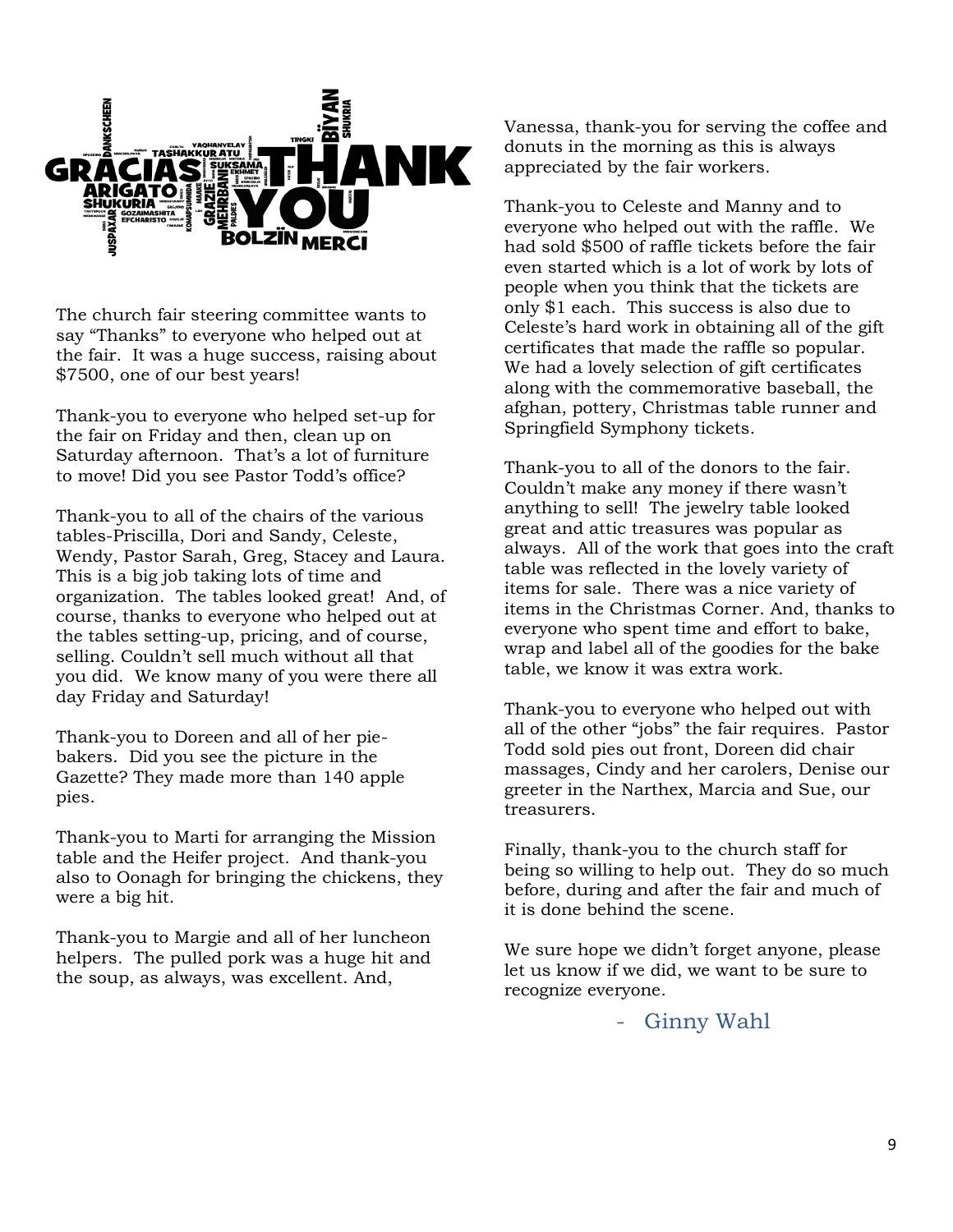The church fair steering committee wants to say "Thanks" to everyone who helped out at the fair. It was a huge success, raising about $7500, one of our best years!

Thank-you to everyone who helped set-up for the fair on Friday and then, clean up on Saturday afternoon. That's a lot of furniture to move! Did you see Pastor Todd's office?

Thank-you to all of the chairs of the various tables-Priscilla, Dori and Sandy, Celeste, Wendy, Pastor Sarah, Greg, Stacey and Laura. This is a big job taking lots of time and organization. The tables looked great! And, of course, thanks to everyone who helped out at the tables setting-up, pricing, and of course, selling. Couldn't sell much without all that you did. We know many of you were there all day Friday and Saturday!

Thank-you to Doreen and all of her pie-bakers. Did you see the picture in the Gazette? They made more than 140 apple pies.

Thank-you to Marti for arranging the Mission table and the Heifer project. And thank-you also to Oonagh for bringing the chickens, they were a big hit.

Thank-you to Margie and all of her luncheon helpers. The pulled pork was a huge hit and the soup, as always, was excellent. And, Vanessa, thank-you for serving the coffee and donuts in the morning as this is always appreciated by the fair workers.

Thank-you to Celeste and Manny and to everyone who helped out with the raffle. We had sold $500 of raffle tickets before the fair even started which is a lot of work by lots of people when you think that the tickets are only $1 each. This success is also due to Celeste's hard work in obtaining all of the gift certificates that made the raffle so popular. We had a lovely selection of gift certificates along with the commemorative baseball, the afghan, pottery, Christmas table runner and Springfield Symphony tickets.

Thank-you to all of the donors to the fair. Couldn't make any money if there wasn't anything to sell! The jewelry table looked great and attic treasures was popular as always. All of the work that goes into the craft table was reflected in the lovely variety of items for sale. There was a nice variety of items in the Christmas Corner. And, thanks to everyone who spent time and effort to bake, wrap and label all of the goodies for the bake table, we know it was extra work.

Thank-you to everyone who helped out with all of the other "jobs" the fair requires. Pastor Todd sold pies out front, Doreen did chair massages, Cindy and her carolers, Denise our greeter in the Narthex, Marcia and Sue, our treasurers.

Finally, thank-you to the church staff for being so willing to help out. They do so much before, during and after the fair and much of it is done behind the scene.

We sure hope we didn't forget anyone, please let us know if we did, we want to be sure to recognize everyone.

- Ginny Wahl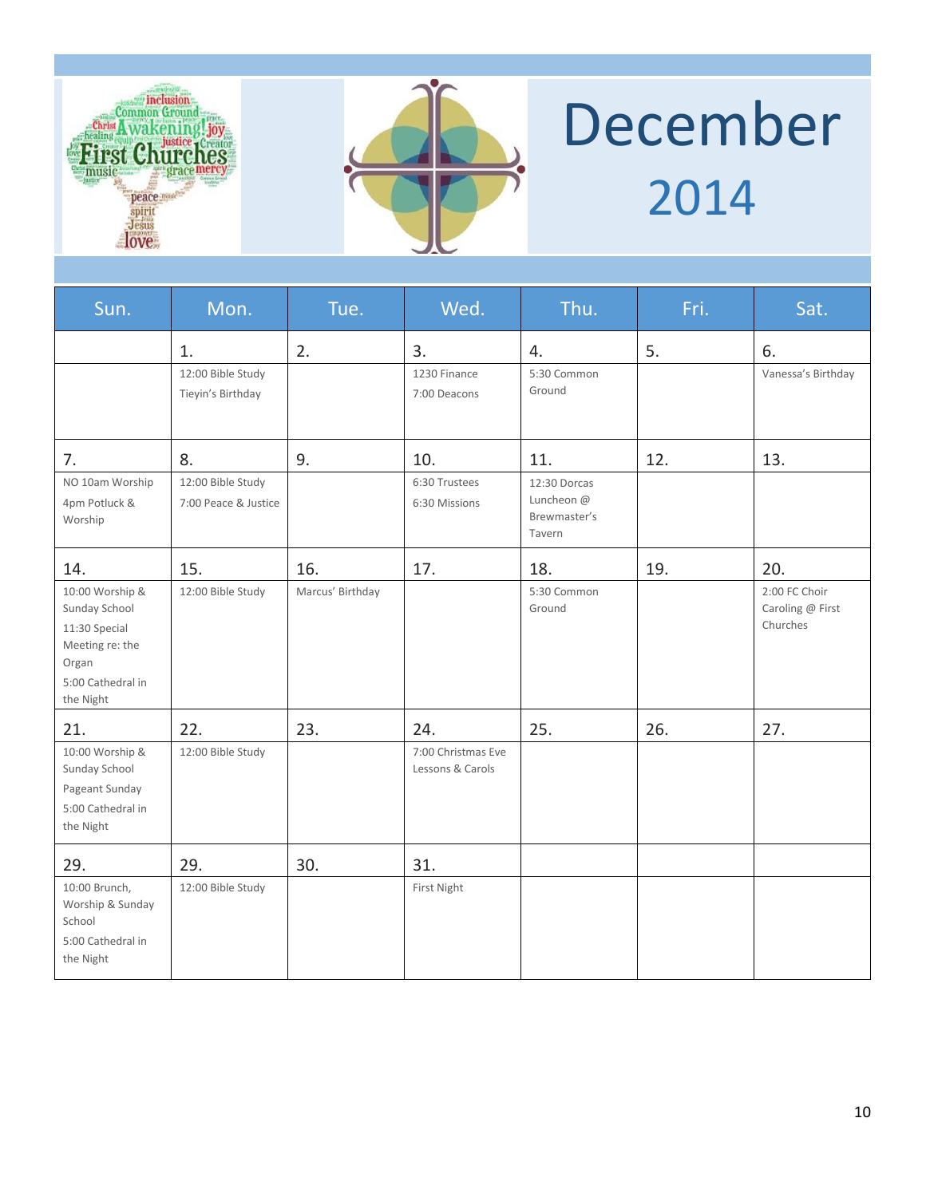# December 2014

| Sun. | Mon. | Tue. | Wed. | Thu. | Fri. | Sat. |
|---|---|---|---|---|---|---|
| | 1. | 2. | 3. | 4. | 5. | 6. |
| | 12:00 Bible Study<br>Tieyin's Birthday | | 1230 Finance<br>7:00 Deacons | 5:30 Common Ground | | Vanessa's Birthday |
| 7. | 8. | 9. | 10. | 11. | 12. | 13. |
| NO 10am Worship<br>4pm Potluck & Worship | 12:00 Bible Study<br>7:00 Peace & Justice | | 6:30 Trustees<br>6:30 Missions | 12:30 Dorcas Luncheon @ Brewmaster's Tavern | | |
| 14. | 15. | 16. | 17. | 18. | 19. | 20. |
| 10:00 Worship & Sunday School<br>11:30 Special Meeting re: the Organ<br>5:00 Cathedral in the Night | 12:00 Bible Study | Marcus' Birthday | | 5:30 Common Ground | | 2:00 FC Choir Caroling @ First Churches |
| 21. | 22. | 23. | 24. | 25. | 26. | 27. |
| 10:00 Worship & Sunday School<br>Pageant Sunday<br>5:00 Cathedral in the Night | 12:00 Bible Study | | 7:00 Christmas Eve Lessons & Carols | | | |
| 29. | 29. | 30. | 31. | | | |
| 10:00 Brunch, Worship & Sunday School<br>5:00 Cathedral in the Night | 12:00 Bible Study | | First Night | | | |